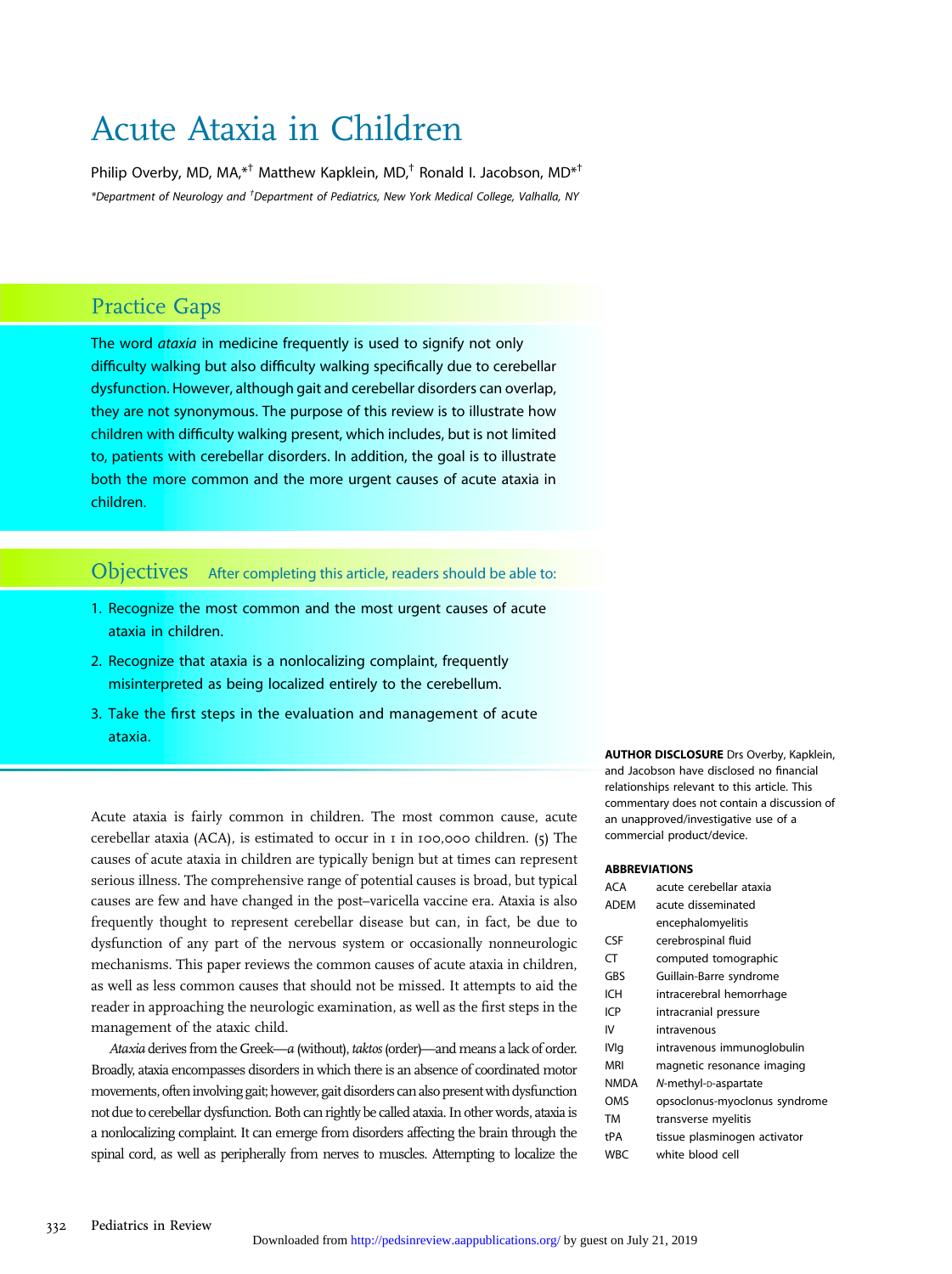# Acute Ataxia in Children

Philip Overby, MD, MA,*† Matthew Kapklein, MD,† Ronald I. Jacobson, MD*†

*Department of Neurology and †Department of Pediatrics, New York Medical College, Valhalla, NY

## Practice Gaps

The word *ataxia* in medicine frequently is used to signify not only difficulty walking but also difficulty walking specifically due to cerebellar dysfunction. However, although gait and cerebellar disorders can overlap, they are not synonymous. The purpose of this review is to illustrate how children with difficulty walking present, which includes, but is not limited to, patients with cerebellar disorders. In addition, the goal is to illustrate both the more common and the more urgent causes of acute ataxia in children.

## Objectives

After completing this article, readers should be able to:

1. Recognize the most common and the most urgent causes of acute ataxia in children.
2. Recognize that ataxia is a nonlocalizing complaint, frequently misinterpreted as being localized entirely to the cerebellum.
3. Take the first steps in the evaluation and management of acute ataxia.

Acute ataxia is fairly common in children. The most common cause, acute cerebellar ataxia (ACA), is estimated to occur in 1 in 100,000 children. (5) The causes of acute ataxia in children are typically benign but at times can represent serious illness. The comprehensive range of potential causes is broad, but typical causes are few and have changed in the post–varicella vaccine era. Ataxia is also frequently thought to represent cerebellar disease but can, in fact, be due to dysfunction of any part of the nervous system or occasionally nonneurologic mechanisms. This paper reviews the common causes of acute ataxia in children, as well as less common causes that should not be missed. It attempts to aid the reader in approaching the neurologic examination, as well as the first steps in the management of the ataxic child.

*Ataxia* derives from the Greek—*a* (without), *taktos* (order)—and means a lack of order. Broadly, ataxia encompasses disorders in which there is an absence of coordinated motor movements, often involving gait; however, gait disorders can also present with dysfunction not due to cerebellar dysfunction. Both can rightly be called ataxia. In other words, ataxia is a nonlocalizing complaint. It can emerge from disorders affecting the brain through the spinal cord, as well as peripherally from nerves to muscles. Attempting to localize the

**AUTHOR DISCLOSURE** Drs Overby, Kapklein, and Jacobson have disclosed no financial relationships relevant to this article. This commentary does not contain a discussion of an unapproved/investigative use of a commercial product/device.

**ABBREVIATIONS**

| | |
|---|---|
| ACA | acute cerebellar ataxia |
| ADEM | acute disseminated encephalomyelitis |
| CSF | cerebrospinal fluid |
| CT | computed tomographic |
| GBS | Guillain-Barre syndrome |
| ICH | intracerebral hemorrhage |
| ICP | intracranial pressure |
| IV | intravenous |
| IVIg | intravenous immunoglobulin |
| MRI | magnetic resonance imaging |
| NMDA | *N*-methyl-D-aspartate |
| OMS | opsoclonus-myoclonus syndrome |
| TM | transverse myelitis |
| tPA | tissue plasminogen activator |
| WBC | white blood cell |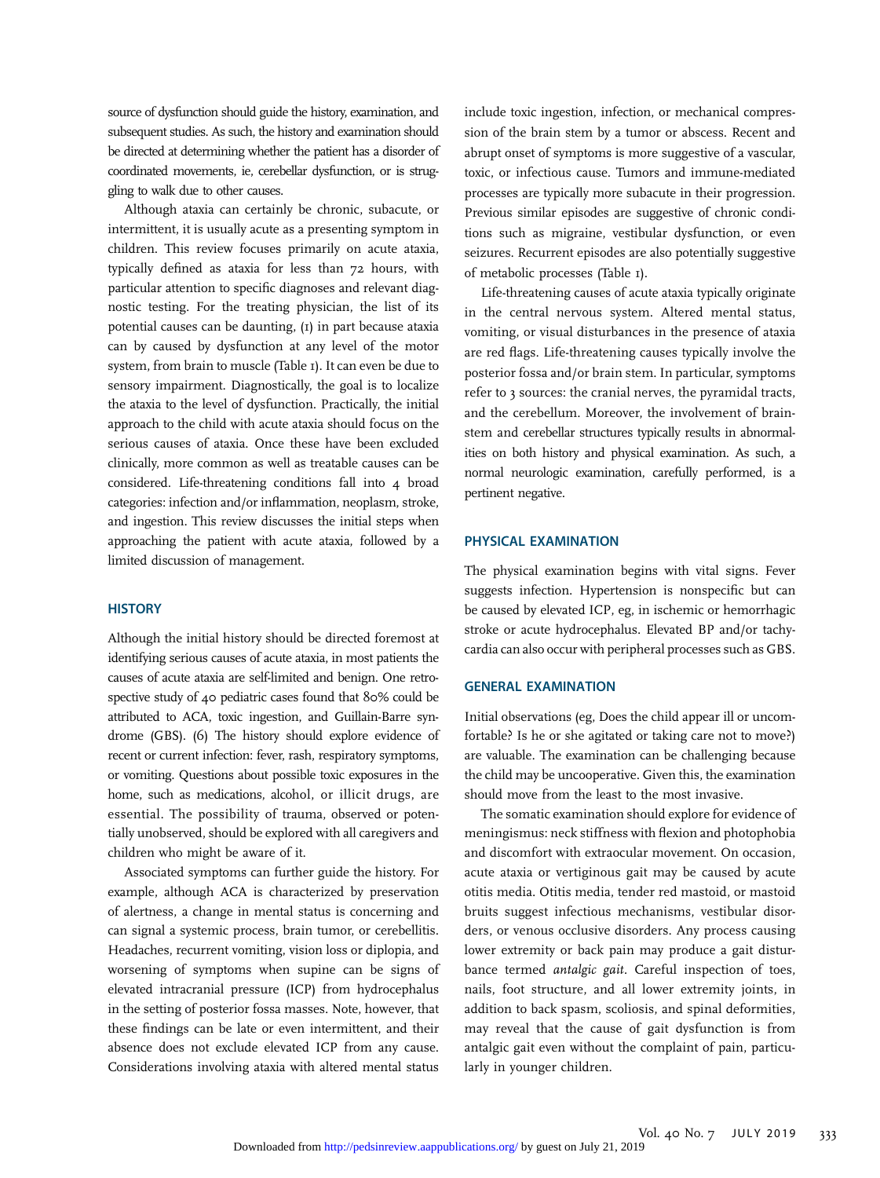source of dysfunction should guide the history, examination, and subsequent studies. As such, the history and examination should be directed at determining whether the patient has a disorder of coordinated movements, ie, cerebellar dysfunction, or is struggling to walk due to other causes.

Although ataxia can certainly be chronic, subacute, or intermittent, it is usually acute as a presenting symptom in children. This review focuses primarily on acute ataxia, typically defined as ataxia for less than 72 hours, with particular attention to specific diagnoses and relevant diagnostic testing. For the treating physician, the list of its potential causes can be daunting, (1) in part because ataxia can by caused by dysfunction at any level of the motor system, from brain to muscle (Table 1). It can even be due to sensory impairment. Diagnostically, the goal is to localize the ataxia to the level of dysfunction. Practically, the initial approach to the child with acute ataxia should focus on the serious causes of ataxia. Once these have been excluded clinically, more common as well as treatable causes can be considered. Life-threatening conditions fall into 4 broad categories: infection and/or inflammation, neoplasm, stroke, and ingestion. This review discusses the initial steps when approaching the patient with acute ataxia, followed by a limited discussion of management.

## HISTORY

Although the initial history should be directed foremost at identifying serious causes of acute ataxia, in most patients the causes of acute ataxia are self-limited and benign. One retrospective study of 40 pediatric cases found that 80% could be attributed to ACA, toxic ingestion, and Guillain-Barre syndrome (GBS). (6) The history should explore evidence of recent or current infection: fever, rash, respiratory symptoms, or vomiting. Questions about possible toxic exposures in the home, such as medications, alcohol, or illicit drugs, are essential. The possibility of trauma, observed or potentially unobserved, should be explored with all caregivers and children who might be aware of it.

Associated symptoms can further guide the history. For example, although ACA is characterized by preservation of alertness, a change in mental status is concerning and can signal a systemic process, brain tumor, or cerebellitis. Headaches, recurrent vomiting, vision loss or diplopia, and worsening of symptoms when supine can be signs of elevated intracranial pressure (ICP) from hydrocephalus in the setting of posterior fossa masses. Note, however, that these findings can be late or even intermittent, and their absence does not exclude elevated ICP from any cause. Considerations involving ataxia with altered mental status include toxic ingestion, infection, or mechanical compression of the brain stem by a tumor or abscess. Recent and abrupt onset of symptoms is more suggestive of a vascular, toxic, or infectious cause. Tumors and immune-mediated processes are typically more subacute in their progression. Previous similar episodes are suggestive of chronic conditions such as migraine, vestibular dysfunction, or even seizures. Recurrent episodes are also potentially suggestive of metabolic processes (Table 1).

Life-threatening causes of acute ataxia typically originate in the central nervous system. Altered mental status, vomiting, or visual disturbances in the presence of ataxia are red flags. Life-threatening causes typically involve the posterior fossa and/or brain stem. In particular, symptoms refer to 3 sources: the cranial nerves, the pyramidal tracts, and the cerebellum. Moreover, the involvement of brainstem and cerebellar structures typically results in abnormalities on both history and physical examination. As such, a normal neurologic examination, carefully performed, is a pertinent negative.

## PHYSICAL EXAMINATION

The physical examination begins with vital signs. Fever suggests infection. Hypertension is nonspecific but can be caused by elevated ICP, eg, in ischemic or hemorrhagic stroke or acute hydrocephalus. Elevated BP and/or tachycardia can also occur with peripheral processes such as GBS.

## GENERAL EXAMINATION

Initial observations (eg, Does the child appear ill or uncomfortable? Is he or she agitated or taking care not to move?) are valuable. The examination can be challenging because the child may be uncooperative. Given this, the examination should move from the least to the most invasive.

The somatic examination should explore for evidence of meningismus: neck stiffness with flexion and photophobia and discomfort with extraocular movement. On occasion, acute ataxia or vertiginous gait may be caused by acute otitis media. Otitis media, tender red mastoid, or mastoid bruits suggest infectious mechanisms, vestibular disorders, or venous occlusive disorders. Any process causing lower extremity or back pain may produce a gait disturbance termed *antalgic gait*. Careful inspection of toes, nails, foot structure, and all lower extremity joints, in addition to back spasm, scoliosis, and spinal deformities, may reveal that the cause of gait dysfunction is from antalgic gait even without the complaint of pain, particularly in younger children.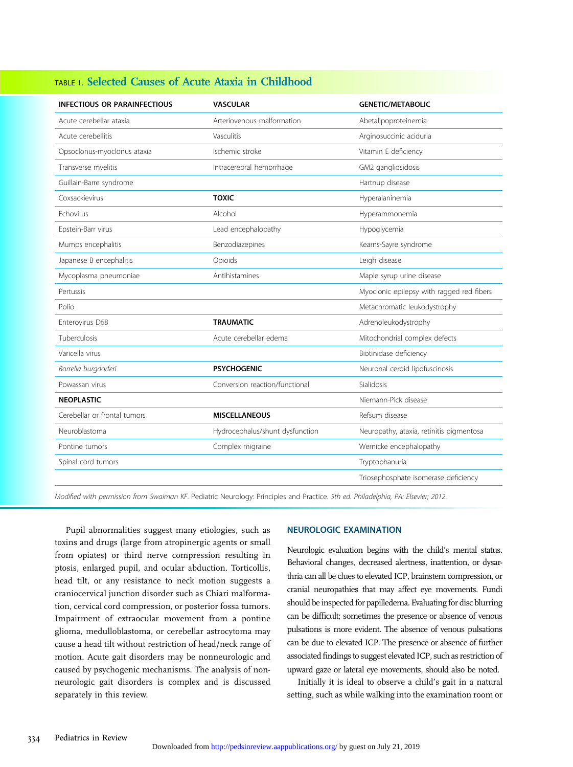TABLE 1. **Selected Causes of Acute Ataxia in Childhood**

| INFECTIOUS OR PARAINFECTIOUS | VASCULAR | GENETIC/METABOLIC |
| --- | --- | --- |
| Acute cerebellar ataxia | Arteriovenous malformation | Abetalipoproteinemia |
| Acute cerebellitis | Vasculitis | Arginosuccinic aciduria |
| Opsoclonus-myoclonus ataxia | Ischemic stroke | Vitamin E deficiency |
| Transverse myelitis | Intracerebral hemorrhage | GM2 gangliosidosis |
| Guillain-Barre syndrome | | Hartnup disease |
| Coxsackievirus | **TOXIC** | Hyperalaninemia |
| Echovirus | Alcohol | Hyperammonemia |
| Epstein-Barr virus | Lead encephalopathy | Hypoglycemia |
| Mumps encephalitis | Benzodiazepines | Kearns-Sayre syndrome |
| Japanese B encephalitis | Opioids | Leigh disease |
| Mycoplasma pneumoniae | Antihistamines | Maple syrup urine disease |
| Pertussis | | Myoclonic epilepsy with ragged red fibers |
| Polio | | Metachromatic leukodystrophy |
| Enterovirus D68 | **TRAUMATIC** | Adrenoleukodystrophy |
| Tuberculosis | Acute cerebellar edema | Mitochondrial complex defects |
| Varicella virus | | Biotinidase deficiency |
| *Borrelia burgdorferi* | **PSYCHOGENIC** | Neuronal ceroid lipofuscinosis |
| Powassan virus | Conversion reaction/functional | Sialidosis |
| **NEOPLASTIC** | | Niemann-Pick disease |
| Cerebellar or frontal tumors | **MISCELLANEOUS** | Refsum disease |
| Neuroblastoma | Hydrocephalus/shunt dysfunction | Neuropathy, ataxia, retinitis pigmentosa |
| Pontine tumors | Complex migraine | Wernicke encephalopathy |
| Spinal cord tumors | | Tryptophanuria |
| | | Triosephosphate isomerase deficiency |

*Modified with permission from Swaiman KF.* Pediatric Neurology: Principles and Practice. *5th ed. Philadelphia, PA: Elsevier; 2012.*

Pupil abnormalities suggest many etiologies, such as toxins and drugs (large from atropinergic agents or small from opiates) or third nerve compression resulting in ptosis, enlarged pupil, and ocular abduction. Torticollis, head tilt, or any resistance to neck motion suggests a craniocervical junction disorder such as Chiari malformation, cervical cord compression, or posterior fossa tumors. Impairment of extraocular movement from a pontine glioma, medulloblastoma, or cerebellar astrocytoma may cause a head tilt without restriction of head/neck range of motion. Acute gait disorders may be nonneurologic and caused by psychogenic mechanisms. The analysis of nonneurologic gait disorders is complex and is discussed separately in this review.

## NEUROLOGIC EXAMINATION

Neurologic evaluation begins with the child's mental status. Behavioral changes, decreased alertness, inattention, or dysarthria can all be clues to elevated ICP, brainstem compression, or cranial neuropathies that may affect eye movements. Fundi should be inspected for papilledema. Evaluating for disc blurring can be difficult; sometimes the presence or absence of venous pulsations is more evident. The absence of venous pulsations can be due to elevated ICP. The presence or absence of further associated findings to suggest elevated ICP, such as restriction of upward gaze or lateral eye movements, should also be noted.

Initially it is ideal to observe a child's gait in a natural setting, such as while walking into the examination room or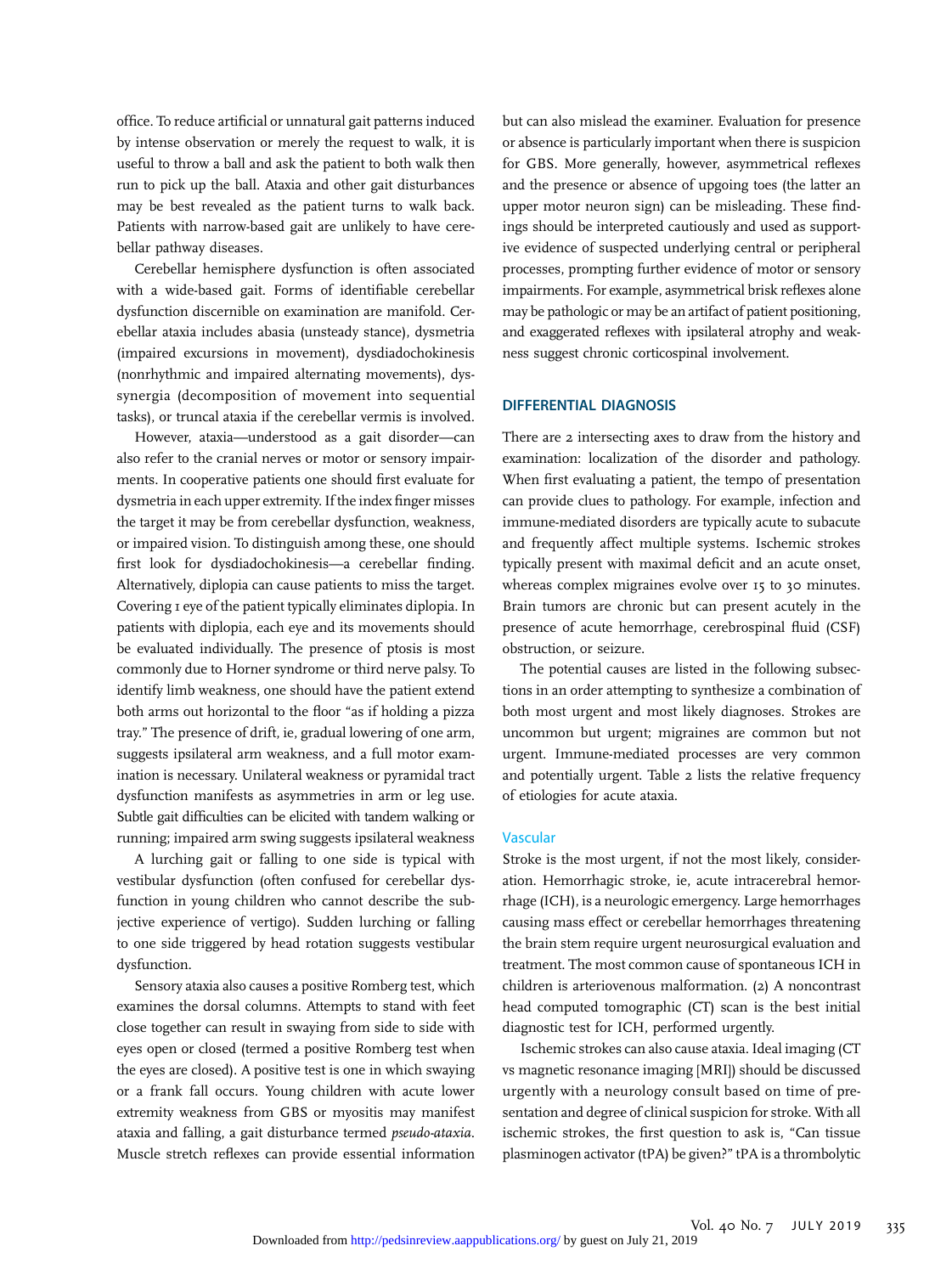office. To reduce artificial or unnatural gait patterns induced by intense observation or merely the request to walk, it is useful to throw a ball and ask the patient to both walk then run to pick up the ball. Ataxia and other gait disturbances may be best revealed as the patient turns to walk back. Patients with narrow-based gait are unlikely to have cerebellar pathway diseases.

Cerebellar hemisphere dysfunction is often associated with a wide-based gait. Forms of identifiable cerebellar dysfunction discernible on examination are manifold. Cerebellar ataxia includes abasia (unsteady stance), dysmetria (impaired excursions in movement), dysdiadochokinesis (nonrhythmic and impaired alternating movements), dyssynergia (decomposition of movement into sequential tasks), or truncal ataxia if the cerebellar vermis is involved.

However, ataxia—understood as a gait disorder—can also refer to the cranial nerves or motor or sensory impairments. In cooperative patients one should first evaluate for dysmetria in each upper extremity. If the index finger misses the target it may be from cerebellar dysfunction, weakness, or impaired vision. To distinguish among these, one should first look for dysdiadochokinesis—a cerebellar finding. Alternatively, diplopia can cause patients to miss the target. Covering 1 eye of the patient typically eliminates diplopia. In patients with diplopia, each eye and its movements should be evaluated individually. The presence of ptosis is most commonly due to Horner syndrome or third nerve palsy. To identify limb weakness, one should have the patient extend both arms out horizontal to the floor "as if holding a pizza tray." The presence of drift, ie, gradual lowering of one arm, suggests ipsilateral arm weakness, and a full motor examination is necessary. Unilateral weakness or pyramidal tract dysfunction manifests as asymmetries in arm or leg use. Subtle gait difficulties can be elicited with tandem walking or running; impaired arm swing suggests ipsilateral weakness

A lurching gait or falling to one side is typical with vestibular dysfunction (often confused for cerebellar dysfunction in young children who cannot describe the subjective experience of vertigo). Sudden lurching or falling to one side triggered by head rotation suggests vestibular dysfunction.

Sensory ataxia also causes a positive Romberg test, which examines the dorsal columns. Attempts to stand with feet close together can result in swaying from side to side with eyes open or closed (termed a positive Romberg test when the eyes are closed). A positive test is one in which swaying or a frank fall occurs. Young children with acute lower extremity weakness from GBS or myositis may manifest ataxia and falling, a gait disturbance termed *pseudo-ataxia*. Muscle stretch reflexes can provide essential information but can also mislead the examiner. Evaluation for presence or absence is particularly important when there is suspicion for GBS. More generally, however, asymmetrical reflexes and the presence or absence of upgoing toes (the latter an upper motor neuron sign) can be misleading. These findings should be interpreted cautiously and used as supportive evidence of suspected underlying central or peripheral processes, prompting further evidence of motor or sensory impairments. For example, asymmetrical brisk reflexes alone may be pathologic or may be an artifact of patient positioning, and exaggerated reflexes with ipsilateral atrophy and weakness suggest chronic corticospinal involvement.

## DIFFERENTIAL DIAGNOSIS

There are 2 intersecting axes to draw from the history and examination: localization of the disorder and pathology. When first evaluating a patient, the tempo of presentation can provide clues to pathology. For example, infection and immune-mediated disorders are typically acute to subacute and frequently affect multiple systems. Ischemic strokes typically present with maximal deficit and an acute onset, whereas complex migraines evolve over 15 to 30 minutes. Brain tumors are chronic but can present acutely in the presence of acute hemorrhage, cerebrospinal fluid (CSF) obstruction, or seizure.

The potential causes are listed in the following subsections in an order attempting to synthesize a combination of both most urgent and most likely diagnoses. Strokes are uncommon but urgent; migraines are common but not urgent. Immune-mediated processes are very common and potentially urgent. Table 2 lists the relative frequency of etiologies for acute ataxia.

### Vascular

Stroke is the most urgent, if not the most likely, consideration. Hemorrhagic stroke, ie, acute intracerebral hemorrhage (ICH), is a neurologic emergency. Large hemorrhages causing mass effect or cerebellar hemorrhages threatening the brain stem require urgent neurosurgical evaluation and treatment. The most common cause of spontaneous ICH in children is arteriovenous malformation. (2) A noncontrast head computed tomographic (CT) scan is the best initial diagnostic test for ICH, performed urgently.

Ischemic strokes can also cause ataxia. Ideal imaging (CT vs magnetic resonance imaging [MRI]) should be discussed urgently with a neurology consult based on time of presentation and degree of clinical suspicion for stroke. With all ischemic strokes, the first question to ask is, "Can tissue plasminogen activator (tPA) be given?" tPA is a thrombolytic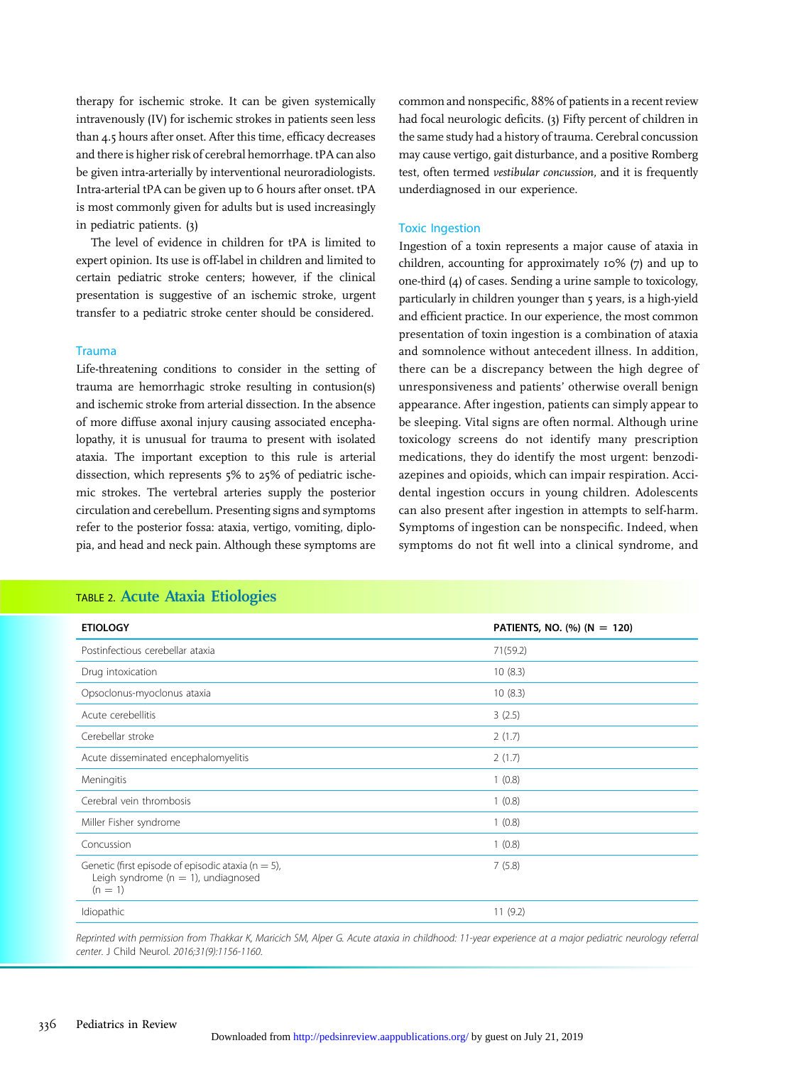therapy for ischemic stroke. It can be given systemically intravenously (IV) for ischemic strokes in patients seen less than 4.5 hours after onset. After this time, efficacy decreases and there is higher risk of cerebral hemorrhage. tPA can also be given intra-arterially by interventional neuroradiologists. Intra-arterial tPA can be given up to 6 hours after onset. tPA is most commonly given for adults but is used increasingly in pediatric patients. (3)

The level of evidence in children for tPA is limited to expert opinion. Its use is off-label in children and limited to certain pediatric stroke centers; however, if the clinical presentation is suggestive of an ischemic stroke, urgent transfer to a pediatric stroke center should be considered.

### Trauma

Life-threatening conditions to consider in the setting of trauma are hemorrhagic stroke resulting in contusion(s) and ischemic stroke from arterial dissection. In the absence of more diffuse axonal injury causing associated encephalopathy, it is unusual for trauma to present with isolated ataxia. The important exception to this rule is arterial dissection, which represents 5% to 25% of pediatric ischemic strokes. The vertebral arteries supply the posterior circulation and cerebellum. Presenting signs and symptoms refer to the posterior fossa: ataxia, vertigo, vomiting, diplopia, and head and neck pain. Although these symptoms are common and nonspecific, 88% of patients in a recent review had focal neurologic deficits. (3) Fifty percent of children in the same study had a history of trauma. Cerebral concussion may cause vertigo, gait disturbance, and a positive Romberg test, often termed *vestibular concussion,* and it is frequently underdiagnosed in our experience.

### Toxic Ingestion

Ingestion of a toxin represents a major cause of ataxia in children, accounting for approximately 10% (7) and up to one-third (4) of cases. Sending a urine sample to toxicology, particularly in children younger than 5 years, is a high-yield and efficient practice. In our experience, the most common presentation of toxin ingestion is a combination of ataxia and somnolence without antecedent illness. In addition, there can be a discrepancy between the high degree of unresponsiveness and patients' otherwise overall benign appearance. After ingestion, patients can simply appear to be sleeping. Vital signs are often normal. Although urine toxicology screens do not identify many prescription medications, they do identify the most urgent: benzodiazepines and opioids, which can impair respiration. Accidental ingestion occurs in young children. Adolescents can also present after ingestion in attempts to self-harm. Symptoms of ingestion can be nonspecific. Indeed, when symptoms do not fit well into a clinical syndrome, and

**TABLE 2. Acute Ataxia Etiologies**

| ETIOLOGY | PATIENTS, NO. (%) (N = 120) |
|---|---|
| Postinfectious cerebellar ataxia | 71(59.2) |
| Drug intoxication | 10 (8.3) |
| Opsoclonus-myoclonus ataxia | 10 (8.3) |
| Acute cerebellitis | 3 (2.5) |
| Cerebellar stroke | 2 (1.7) |
| Acute disseminated encephalomyelitis | 2 (1.7) |
| Meningitis | 1 (0.8) |
| Cerebral vein thrombosis | 1 (0.8) |
| Miller Fisher syndrome | 1 (0.8) |
| Concussion | 1 (0.8) |
| Genetic (first episode of episodic ataxia (n = 5), Leigh syndrome (n = 1), undiagnosed (n = 1) | 7 (5.8) |
| Idiopathic | 11 (9.2) |

*Reprinted with permission from Thakkar K, Maricich SM, Alper G. Acute ataxia in childhood: 11-year experience at a major pediatric neurology referral center. J Child Neurol. 2016;31(9):1156-1160.*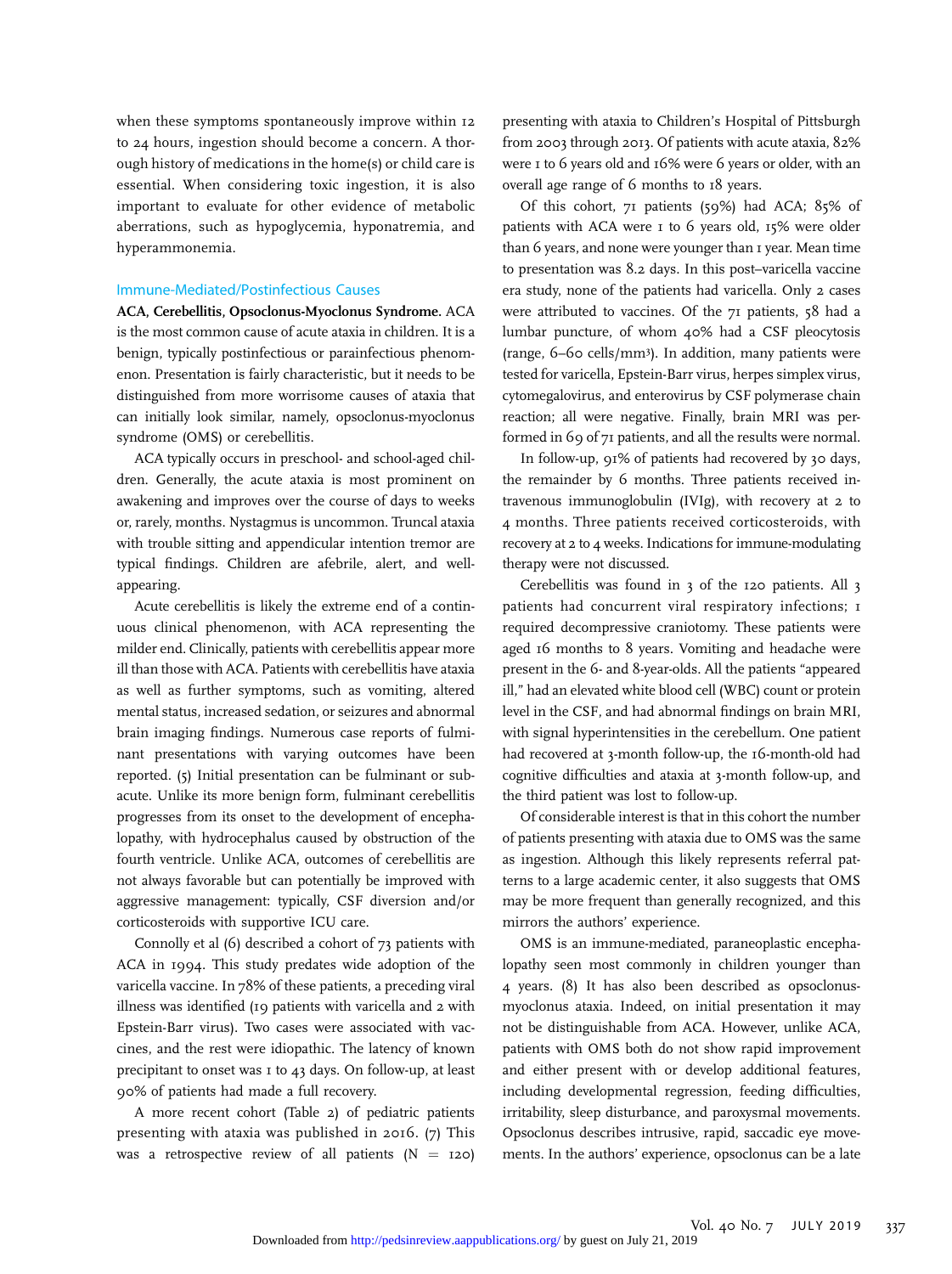when these symptoms spontaneously improve within 12 to 24 hours, ingestion should become a concern. A thorough history of medications in the home(s) or child care is essential. When considering toxic ingestion, it is also important to evaluate for other evidence of metabolic aberrations, such as hypoglycemia, hyponatremia, and hyperammonemia.

## Immune-Mediated/Postinfectious Causes

**ACA, Cerebellitis, Opsoclonus-Myoclonus Syndrome.** ACA is the most common cause of acute ataxia in children. It is a benign, typically postinfectious or parainfectious phenomenon. Presentation is fairly characteristic, but it needs to be distinguished from more worrisome causes of ataxia that can initially look similar, namely, opsoclonus-myoclonus syndrome (OMS) or cerebellitis.

ACA typically occurs in preschool- and school-aged children. Generally, the acute ataxia is most prominent on awakening and improves over the course of days to weeks or, rarely, months. Nystagmus is uncommon. Truncal ataxia with trouble sitting and appendicular intention tremor are typical findings. Children are afebrile, alert, and well-appearing.

Acute cerebellitis is likely the extreme end of a continuous clinical phenomenon, with ACA representing the milder end. Clinically, patients with cerebellitis appear more ill than those with ACA. Patients with cerebellitis have ataxia as well as further symptoms, such as vomiting, altered mental status, increased sedation, or seizures and abnormal brain imaging findings. Numerous case reports of fulminant presentations with varying outcomes have been reported. (5) Initial presentation can be fulminant or subacute. Unlike its more benign form, fulminant cerebellitis progresses from its onset to the development of encephalopathy, with hydrocephalus caused by obstruction of the fourth ventricle. Unlike ACA, outcomes of cerebellitis are not always favorable but can potentially be improved with aggressive management: typically, CSF diversion and/or corticosteroids with supportive ICU care.

Connolly et al (6) described a cohort of 73 patients with ACA in 1994. This study predates wide adoption of the varicella vaccine. In 78% of these patients, a preceding viral illness was identified (19 patients with varicella and 2 with Epstein-Barr virus). Two cases were associated with vaccines, and the rest were idiopathic. The latency of known precipitant to onset was 1 to 43 days. On follow-up, at least 90% of patients had made a full recovery.

A more recent cohort (Table 2) of pediatric patients presenting with ataxia was published in 2016. (7) This was a retrospective review of all patients (N = 120) presenting with ataxia to Children's Hospital of Pittsburgh from 2003 through 2013. Of patients with acute ataxia, 82% were 1 to 6 years old and 16% were 6 years or older, with an overall age range of 6 months to 18 years.

Of this cohort, 71 patients (59%) had ACA; 85% of patients with ACA were 1 to 6 years old, 15% were older than 6 years, and none were younger than 1 year. Mean time to presentation was 8.2 days. In this post–varicella vaccine era study, none of the patients had varicella. Only 2 cases were attributed to vaccines. Of the 71 patients, 58 had a lumbar puncture, of whom 40% had a CSF pleocytosis (range, 6–60 cells/mm$^3$). In addition, many patients were tested for varicella, Epstein-Barr virus, herpes simplex virus, cytomegalovirus, and enterovirus by CSF polymerase chain reaction; all were negative. Finally, brain MRI was performed in 69 of 71 patients, and all the results were normal.

In follow-up, 91% of patients had recovered by 30 days, the remainder by 6 months. Three patients received intravenous immunoglobulin (IVIg), with recovery at 2 to 4 months. Three patients received corticosteroids, with recovery at 2 to 4 weeks. Indications for immune-modulating therapy were not discussed.

Cerebellitis was found in 3 of the 120 patients. All 3 patients had concurrent viral respiratory infections; 1 required decompressive craniotomy. These patients were aged 16 months to 8 years. Vomiting and headache were present in the 6- and 8-year-olds. All the patients "appeared ill," had an elevated white blood cell (WBC) count or protein level in the CSF, and had abnormal findings on brain MRI, with signal hyperintensities in the cerebellum. One patient had recovered at 3-month follow-up, the 16-month-old had cognitive difficulties and ataxia at 3-month follow-up, and the third patient was lost to follow-up.

Of considerable interest is that in this cohort the number of patients presenting with ataxia due to OMS was the same as ingestion. Although this likely represents referral patterns to a large academic center, it also suggests that OMS may be more frequent than generally recognized, and this mirrors the authors' experience.

OMS is an immune-mediated, paraneoplastic encephalopathy seen most commonly in children younger than 4 years. (8) It has also been described as opsoclonus-myoclonus ataxia. Indeed, on initial presentation it may not be distinguishable from ACA. However, unlike ACA, patients with OMS both do not show rapid improvement and either present with or develop additional features, including developmental regression, feeding difficulties, irritability, sleep disturbance, and paroxysmal movements. Opsoclonus describes intrusive, rapid, saccadic eye movements. In the authors' experience, opsoclonus can be a late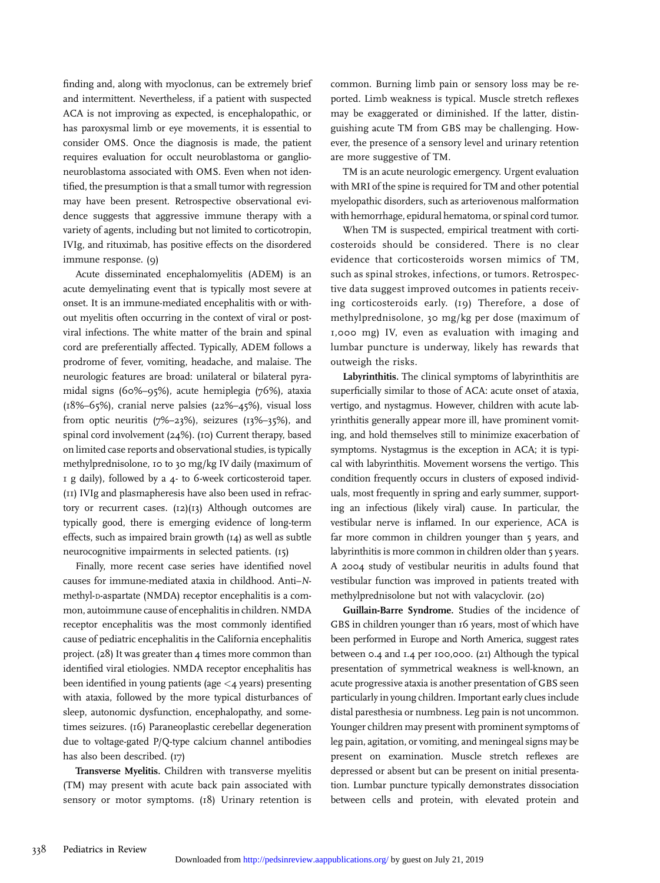finding and, along with myoclonus, can be extremely brief and intermittent. Nevertheless, if a patient with suspected ACA is not improving as expected, is encephalopathic, or has paroxysmal limb or eye movements, it is essential to consider OMS. Once the diagnosis is made, the patient requires evaluation for occult neuroblastoma or ganglioneuroblastoma associated with OMS. Even when not identified, the presumption is that a small tumor with regression may have been present. Retrospective observational evidence suggests that aggressive immune therapy with a variety of agents, including but not limited to corticotropin, IVIg, and rituximab, has positive effects on the disordered immune response. (9)

Acute disseminated encephalomyelitis (ADEM) is an acute demyelinating event that is typically most severe at onset. It is an immune-mediated encephalitis with or without myelitis often occurring in the context of viral or postviral infections. The white matter of the brain and spinal cord are preferentially affected. Typically, ADEM follows a prodrome of fever, vomiting, headache, and malaise. The neurologic features are broad: unilateral or bilateral pyramidal signs (60%–95%), acute hemiplegia (76%), ataxia (18%–65%), cranial nerve palsies (22%–45%), visual loss from optic neuritis (7%–23%), seizures (13%–35%), and spinal cord involvement (24%). (10) Current therapy, based on limited case reports and observational studies, is typically methylprednisolone, 10 to 30 mg/kg IV daily (maximum of 1 g daily), followed by a 4- to 6-week corticosteroid taper. (11) IVIg and plasmapheresis have also been used in refractory or recurrent cases. (12)(13) Although outcomes are typically good, there is emerging evidence of long-term effects, such as impaired brain growth (14) as well as subtle neurocognitive impairments in selected patients. (15)

Finally, more recent case series have identified novel causes for immune-mediated ataxia in childhood. Anti–*N*-methyl-D-aspartate (NMDA) receptor encephalitis is a common, autoimmune cause of encephalitis in children. NMDA receptor encephalitis was the most commonly identified cause of pediatric encephalitis in the California encephalitis project. (28) It was greater than 4 times more common than identified viral etiologies. NMDA receptor encephalitis has been identified in young patients (age <4 years) presenting with ataxia, followed by the more typical disturbances of sleep, autonomic dysfunction, encephalopathy, and sometimes seizures. (16) Paraneoplastic cerebellar degeneration due to voltage-gated P/Q-type calcium channel antibodies has also been described. (17)

**Transverse Myelitis.** Children with transverse myelitis (TM) may present with acute back pain associated with sensory or motor symptoms. (18) Urinary retention is common. Burning limb pain or sensory loss may be reported. Limb weakness is typical. Muscle stretch reflexes may be exaggerated or diminished. If the latter, distinguishing acute TM from GBS may be challenging. However, the presence of a sensory level and urinary retention are more suggestive of TM.

TM is an acute neurologic emergency. Urgent evaluation with MRI of the spine is required for TM and other potential myelopathic disorders, such as arteriovenous malformation with hemorrhage, epidural hematoma, or spinal cord tumor.

When TM is suspected, empirical treatment with corticosteroids should be considered. There is no clear evidence that corticosteroids worsen mimics of TM, such as spinal strokes, infections, or tumors. Retrospective data suggest improved outcomes in patients receiving corticosteroids early. (19) Therefore, a dose of methylprednisolone, 30 mg/kg per dose (maximum of 1,000 mg) IV, even as evaluation with imaging and lumbar puncture is underway, likely has rewards that outweigh the risks.

**Labyrinthitis.** The clinical symptoms of labyrinthitis are superficially similar to those of ACA: acute onset of ataxia, vertigo, and nystagmus. However, children with acute labyrinthitis generally appear more ill, have prominent vomiting, and hold themselves still to minimize exacerbation of symptoms. Nystagmus is the exception in ACA; it is typical with labyrinthitis. Movement worsens the vertigo. This condition frequently occurs in clusters of exposed individuals, most frequently in spring and early summer, supporting an infectious (likely viral) cause. In particular, the vestibular nerve is inflamed. In our experience, ACA is far more common in children younger than 5 years, and labyrinthitis is more common in children older than 5 years. A 2004 study of vestibular neuritis in adults found that vestibular function was improved in patients treated with methylprednisolone but not with valacyclovir. (20)

**Guillain-Barre Syndrome.** Studies of the incidence of GBS in children younger than 16 years, most of which have been performed in Europe and North America, suggest rates between 0.4 and 1.4 per 100,000. (21) Although the typical presentation of symmetrical weakness is well-known, an acute progressive ataxia is another presentation of GBS seen particularly in young children. Important early clues include distal paresthesia or numbness. Leg pain is not uncommon. Younger children may present with prominent symptoms of leg pain, agitation, or vomiting, and meningeal signs may be present on examination. Muscle stretch reflexes are depressed or absent but can be present on initial presentation. Lumbar puncture typically demonstrates dissociation between cells and protein, with elevated protein and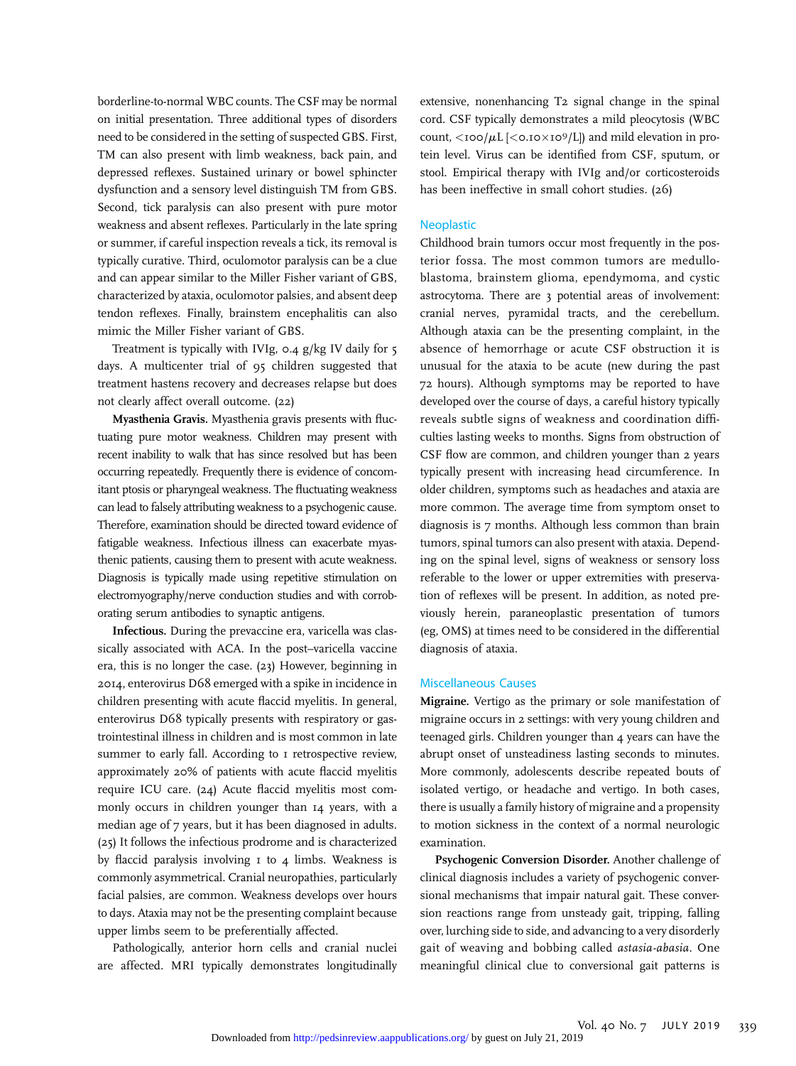borderline-to-normal WBC counts. The CSF may be normal on initial presentation. Three additional types of disorders need to be considered in the setting of suspected GBS. First, TM can also present with limb weakness, back pain, and depressed reflexes. Sustained urinary or bowel sphincter dysfunction and a sensory level distinguish TM from GBS. Second, tick paralysis can also present with pure motor weakness and absent reflexes. Particularly in the late spring or summer, if careful inspection reveals a tick, its removal is typically curative. Third, oculomotor paralysis can be a clue and can appear similar to the Miller Fisher variant of GBS, characterized by ataxia, oculomotor palsies, and absent deep tendon reflexes. Finally, brainstem encephalitis can also mimic the Miller Fisher variant of GBS.

Treatment is typically with IVIg, 0.4 g/kg IV daily for 5 days. A multicenter trial of 95 children suggested that treatment hastens recovery and decreases relapse but does not clearly affect overall outcome. (22)

**Myasthenia Gravis.** Myasthenia gravis presents with fluctuating pure motor weakness. Children may present with recent inability to walk that has since resolved but has been occurring repeatedly. Frequently there is evidence of concomitant ptosis or pharyngeal weakness. The fluctuating weakness can lead to falsely attributing weakness to a psychogenic cause. Therefore, examination should be directed toward evidence of fatigable weakness. Infectious illness can exacerbate myasthenic patients, causing them to present with acute weakness. Diagnosis is typically made using repetitive stimulation on electromyography/nerve conduction studies and with corroborating serum antibodies to synaptic antigens.

**Infectious.** During the prevaccine era, varicella was classically associated with ACA. In the post–varicella vaccine era, this is no longer the case. (23) However, beginning in 2014, enterovirus D68 emerged with a spike in incidence in children presenting with acute flaccid myelitis. In general, enterovirus D68 typically presents with respiratory or gastrointestinal illness in children and is most common in late summer to early fall. According to 1 retrospective review, approximately 20% of patients with acute flaccid myelitis require ICU care. (24) Acute flaccid myelitis most commonly occurs in children younger than 14 years, with a median age of 7 years, but it has been diagnosed in adults. (25) It follows the infectious prodrome and is characterized by flaccid paralysis involving 1 to 4 limbs. Weakness is commonly asymmetrical. Cranial neuropathies, particularly facial palsies, are common. Weakness develops over hours to days. Ataxia may not be the presenting complaint because upper limbs seem to be preferentially affected.

Pathologically, anterior horn cells and cranial nuclei are affected. MRI typically demonstrates longitudinally extensive, nonenhancing T2 signal change in the spinal cord. CSF typically demonstrates a mild pleocytosis (WBC count, $<100/\mu L$ [$<0.10\times10^9/L$]) and mild elevation in protein level. Virus can be identified from CSF, sputum, or stool. Empirical therapy with IVIg and/or corticosteroids has been ineffective in small cohort studies. (26)

## Neoplastic

Childhood brain tumors occur most frequently in the posterior fossa. The most common tumors are medulloblastoma, brainstem glioma, ependymoma, and cystic astrocytoma. There are 3 potential areas of involvement: cranial nerves, pyramidal tracts, and the cerebellum. Although ataxia can be the presenting complaint, in the absence of hemorrhage or acute CSF obstruction it is unusual for the ataxia to be acute (new during the past 72 hours). Although symptoms may be reported to have developed over the course of days, a careful history typically reveals subtle signs of weakness and coordination difficulties lasting weeks to months. Signs from obstruction of CSF flow are common, and children younger than 2 years typically present with increasing head circumference. In older children, symptoms such as headaches and ataxia are more common. The average time from symptom onset to diagnosis is 7 months. Although less common than brain tumors, spinal tumors can also present with ataxia. Depending on the spinal level, signs of weakness or sensory loss referable to the lower or upper extremities with preservation of reflexes will be present. In addition, as noted previously herein, paraneoplastic presentation of tumors (eg, OMS) at times need to be considered in the differential diagnosis of ataxia.

## Miscellaneous Causes

**Migraine.** Vertigo as the primary or sole manifestation of migraine occurs in 2 settings: with very young children and teenaged girls. Children younger than 4 years can have the abrupt onset of unsteadiness lasting seconds to minutes. More commonly, adolescents describe repeated bouts of isolated vertigo, or headache and vertigo. In both cases, there is usually a family history of migraine and a propensity to motion sickness in the context of a normal neurologic examination.

**Psychogenic Conversion Disorder.** Another challenge of clinical diagnosis includes a variety of psychogenic conversional mechanisms that impair natural gait. These conversion reactions range from unsteady gait, tripping, falling over, lurching side to side, and advancing to a very disorderly gait of weaving and bobbing called *astasia-abasia*. One meaningful clinical clue to conversional gait patterns is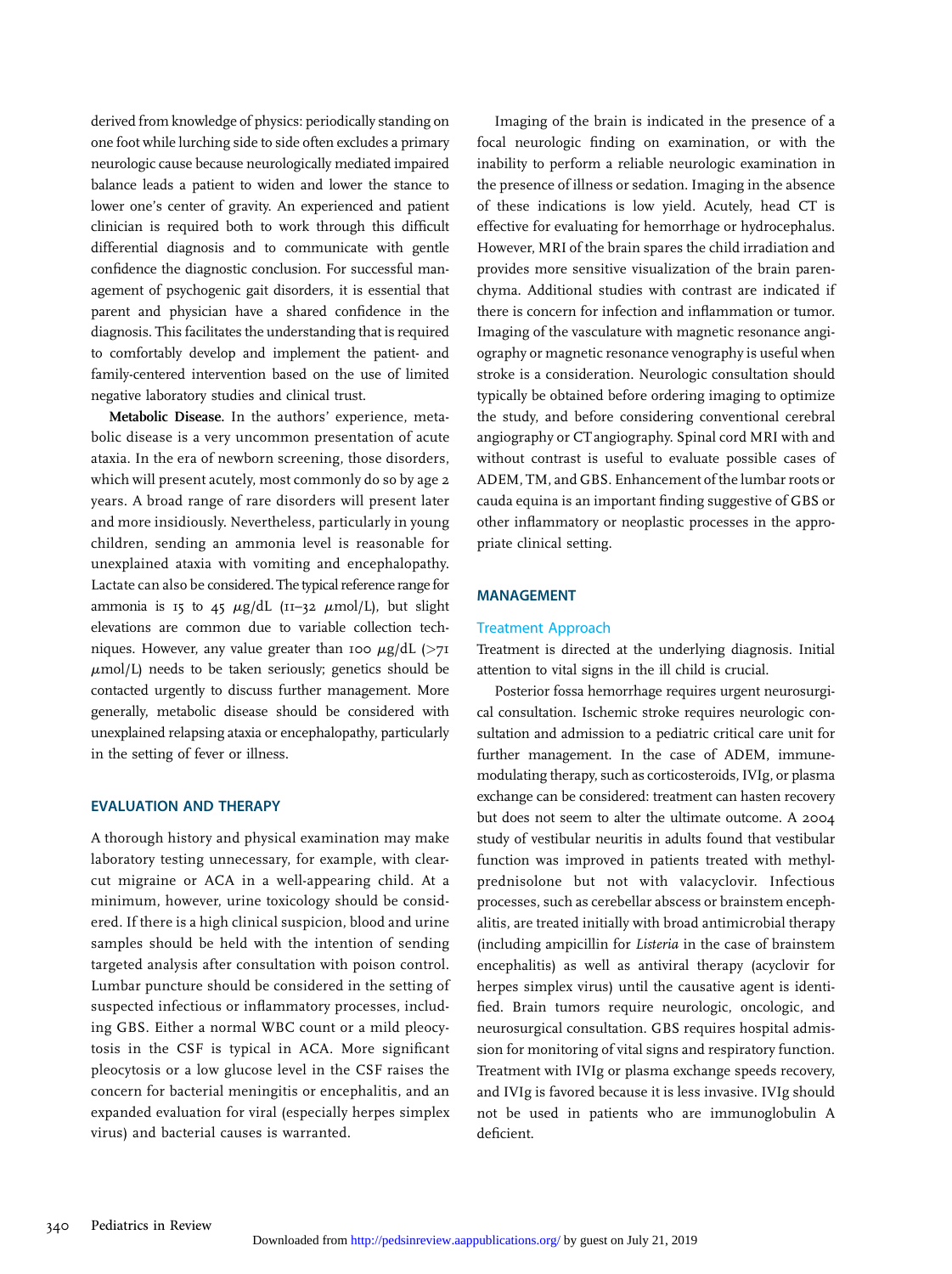derived from knowledge of physics: periodically standing on one foot while lurching side to side often excludes a primary neurologic cause because neurologically mediated impaired balance leads a patient to widen and lower the stance to lower one's center of gravity. An experienced and patient clinician is required both to work through this difficult differential diagnosis and to communicate with gentle confidence the diagnostic conclusion. For successful management of psychogenic gait disorders, it is essential that parent and physician have a shared confidence in the diagnosis. This facilitates the understanding that is required to comfortably develop and implement the patient- and family-centered intervention based on the use of limited negative laboratory studies and clinical trust.

**Metabolic Disease.** In the authors' experience, metabolic disease is a very uncommon presentation of acute ataxia. In the era of newborn screening, those disorders, which will present acutely, most commonly do so by age 2 years. A broad range of rare disorders will present later and more insidiously. Nevertheless, particularly in young children, sending an ammonia level is reasonable for unexplained ataxia with vomiting and encephalopathy. Lactate can also be considered. The typical reference range for ammonia is 15 to 45 $\mu$g/dL (11–32 $\mu$mol/L), but slight elevations are common due to variable collection techniques. However, any value greater than 100 $\mu$g/dL (>71 $\mu$mol/L) needs to be taken seriously; genetics should be contacted urgently to discuss further management. More generally, metabolic disease should be considered with unexplained relapsing ataxia or encephalopathy, particularly in the setting of fever or illness.

## EVALUATION AND THERAPY

A thorough history and physical examination may make laboratory testing unnecessary, for example, with clear-cut migraine or ACA in a well-appearing child. At a minimum, however, urine toxicology should be considered. If there is a high clinical suspicion, blood and urine samples should be held with the intention of sending targeted analysis after consultation with poison control. Lumbar puncture should be considered in the setting of suspected infectious or inflammatory processes, including GBS. Either a normal WBC count or a mild pleocytosis in the CSF is typical in ACA. More significant pleocytosis or a low glucose level in the CSF raises the concern for bacterial meningitis or encephalitis, and an expanded evaluation for viral (especially herpes simplex virus) and bacterial causes is warranted.

Imaging of the brain is indicated in the presence of a focal neurologic finding on examination, or with the inability to perform a reliable neurologic examination in the presence of illness or sedation. Imaging in the absence of these indications is low yield. Acutely, head CT is effective for evaluating for hemorrhage or hydrocephalus. However, MRI of the brain spares the child irradiation and provides more sensitive visualization of the brain parenchyma. Additional studies with contrast are indicated if there is concern for infection and inflammation or tumor. Imaging of the vasculature with magnetic resonance angiography or magnetic resonance venography is useful when stroke is a consideration. Neurologic consultation should typically be obtained before ordering imaging to optimize the study, and before considering conventional cerebral angiography or CT angiography. Spinal cord MRI with and without contrast is useful to evaluate possible cases of ADEM, TM, and GBS. Enhancement of the lumbar roots or cauda equina is an important finding suggestive of GBS or other inflammatory or neoplastic processes in the appropriate clinical setting.

## MANAGEMENT

### Treatment Approach

Treatment is directed at the underlying diagnosis. Initial attention to vital signs in the ill child is crucial.

Posterior fossa hemorrhage requires urgent neurosurgical consultation. Ischemic stroke requires neurologic consultation and admission to a pediatric critical care unit for further management. In the case of ADEM, immune-modulating therapy, such as corticosteroids, IVIg, or plasma exchange can be considered: treatment can hasten recovery but does not seem to alter the ultimate outcome. A 2004 study of vestibular neuritis in adults found that vestibular function was improved in patients treated with methylprednisolone but not with valacyclovir. Infectious processes, such as cerebellar abscess or brainstem encephalitis, are treated initially with broad antimicrobial therapy (including ampicillin for *Listeria* in the case of brainstem encephalitis) as well as antiviral therapy (acyclovir for herpes simplex virus) until the causative agent is identified. Brain tumors require neurologic, oncologic, and neurosurgical consultation. GBS requires hospital admission for monitoring of vital signs and respiratory function. Treatment with IVIg or plasma exchange speeds recovery, and IVIg is favored because it is less invasive. IVIg should not be used in patients who are immunoglobulin A deficient.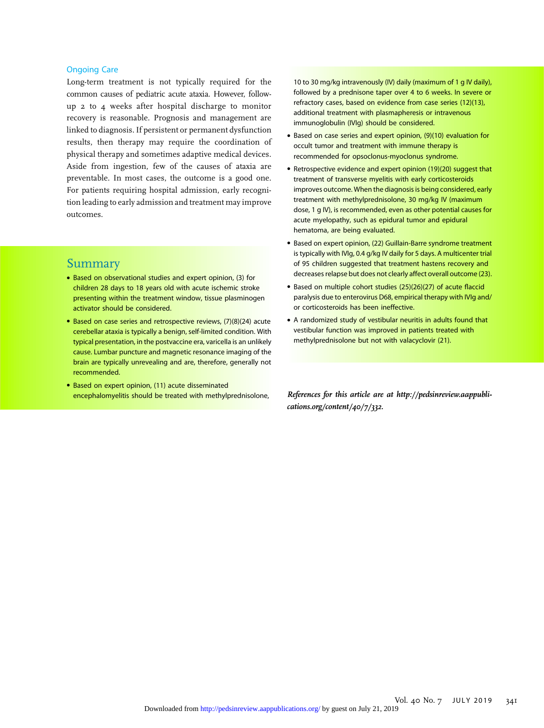### Ongoing Care

Long-term treatment is not typically required for the common causes of pediatric acute ataxia. However, follow-up 2 to 4 weeks after hospital discharge to monitor recovery is reasonable. Prognosis and management are linked to diagnosis. If persistent or permanent dysfunction results, then therapy may require the coordination of physical therapy and sometimes adaptive medical devices. Aside from ingestion, few of the causes of ataxia are preventable. In most cases, the outcome is a good one. For patients requiring hospital admission, early recognition leading to early admission and treatment may improve outcomes.

## Summary

- Based on observational studies and expert opinion, (3) for children 28 days to 18 years old with acute ischemic stroke presenting within the treatment window, tissue plasminogen activator should be considered.
- Based on case series and retrospective reviews, (7)(8)(24) acute cerebellar ataxia is typically a benign, self-limited condition. With typical presentation, in the postvaccine era, varicella is an unlikely cause. Lumbar puncture and magnetic resonance imaging of the brain are typically unrevealing and are, therefore, generally not recommended.
- Based on expert opinion, (11) acute disseminated encephalomyelitis should be treated with methylprednisolone, 10 to 30 mg/kg intravenously (IV) daily (maximum of 1 g IV daily), followed by a prednisone taper over 4 to 6 weeks. In severe or refractory cases, based on evidence from case series (12)(13), additional treatment with plasmapheresis or intravenous immunoglobulin (IVIg) should be considered.
- Based on case series and expert opinion, (9)(10) evaluation for occult tumor and treatment with immune therapy is recommended for opsoclonus-myoclonus syndrome.
- Retrospective evidence and expert opinion (19)(20) suggest that treatment of transverse myelitis with early corticosteroids improves outcome. When the diagnosis is being considered, early treatment with methylprednisolone, 30 mg/kg IV (maximum dose, 1 g IV), is recommended, even as other potential causes for acute myelopathy, such as epidural tumor and epidural hematoma, are being evaluated.
- Based on expert opinion, (22) Guillain-Barre syndrome treatment is typically with IVIg, 0.4 g/kg IV daily for 5 days. A multicenter trial of 95 children suggested that treatment hastens recovery and decreases relapse but does not clearly affect overall outcome (23).
- Based on multiple cohort studies (25)(26)(27) of acute flaccid paralysis due to enterovirus D68, empirical therapy with IVIg and/or corticosteroids has been ineffective.
- A randomized study of vestibular neuritis in adults found that vestibular function was improved in patients treated with methylprednisolone but not with valacyclovir (21).

*References for this article are at http://pedsinreview.aappublications.org/content/40/7/332.*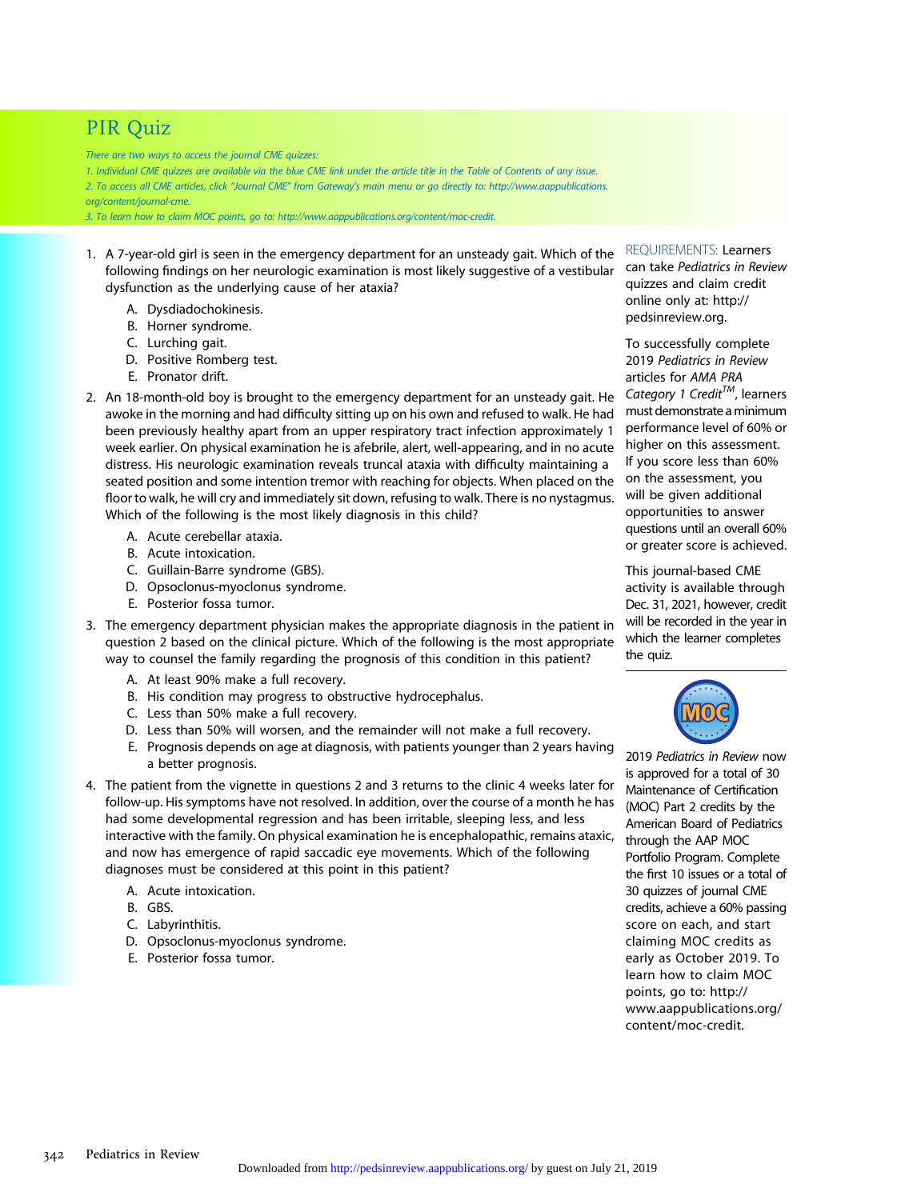# PIR Quiz

*There are two ways to access the journal CME quizzes:*

*1. Individual CME quizzes are available via the blue CME link under the article title in the Table of Contents of any issue.*

*2. To access all CME articles, click "Journal CME" from Gateway's main menu or go directly to: http://www.aappublications.org/content/journal-cme.*

*3. To learn how to claim MOC points, go to: http://www.aappublications.org/content/moc-credit.*

1. A 7-year-old girl is seen in the emergency department for an unsteady gait. Which of the following findings on her neurologic examination is most likely suggestive of a vestibular dysfunction as the underlying cause of her ataxia?
   - A. Dysdiadochokinesis.
   - B. Horner syndrome.
   - C. Lurching gait.
   - D. Positive Romberg test.
   - E. Pronator drift.

2. An 18-month-old boy is brought to the emergency department for an unsteady gait. He awoke in the morning and had difficulty sitting up on his own and refused to walk. He had been previously healthy apart from an upper respiratory tract infection approximately 1 week earlier. On physical examination he is afebrile, alert, well-appearing, and in no acute distress. His neurologic examination reveals truncal ataxia with difficulty maintaining a seated position and some intention tremor with reaching for objects. When placed on the floor to walk, he will cry and immediately sit down, refusing to walk. There is no nystagmus. Which of the following is the most likely diagnosis in this child?
   - A. Acute cerebellar ataxia.
   - B. Acute intoxication.
   - C. Guillain-Barre syndrome (GBS).
   - D. Opsoclonus-myoclonus syndrome.
   - E. Posterior fossa tumor.

3. The emergency department physician makes the appropriate diagnosis in the patient in question 2 based on the clinical picture. Which of the following is the most appropriate way to counsel the family regarding the prognosis of this condition in this patient?
   - A. At least 90% make a full recovery.
   - B. His condition may progress to obstructive hydrocephalus.
   - C. Less than 50% make a full recovery.
   - D. Less than 50% will worsen, and the remainder will not make a full recovery.
   - E. Prognosis depends on age at diagnosis, with patients younger than 2 years having a better prognosis.

4. The patient from the vignette in questions 2 and 3 returns to the clinic 4 weeks later for follow-up. His symptoms have not resolved. In addition, over the course of a month he has had some developmental regression and has been irritable, sleeping less, and less interactive with the family. On physical examination he is encephalopathic, remains ataxic, and now has emergence of rapid saccadic eye movements. Which of the following diagnoses must be considered at this point in this patient?
   - A. Acute intoxication.
   - B. GBS.
   - C. Labyrinthitis.
   - D. Opsoclonus-myoclonus syndrome.
   - E. Posterior fossa tumor.

REQUIREMENTS: Learners can take *Pediatrics in Review* quizzes and claim credit online only at: http://pedsinreview.org.

To successfully complete 2019 *Pediatrics in Review* articles for *AMA PRA Category 1 Credit*™, learners must demonstrate a minimum performance level of 60% or higher on this assessment. If you score less than 60% on the assessment, you will be given additional opportunities to answer questions until an overall 60% or greater score is achieved.

This journal-based CME activity is available through Dec. 31, 2021, however, credit will be recorded in the year in which the learner completes the quiz.

2019 *Pediatrics in Review* now is approved for a total of 30 Maintenance of Certification (MOC) Part 2 credits by the American Board of Pediatrics through the AAP MOC Portfolio Program. Complete the first 10 issues or a total of 30 quizzes of journal CME credits, achieve a 60% passing score on each, and start claiming MOC credits as early as October 2019. To learn how to claim MOC points, go to: http://www.aappublications.org/content/moc-credit.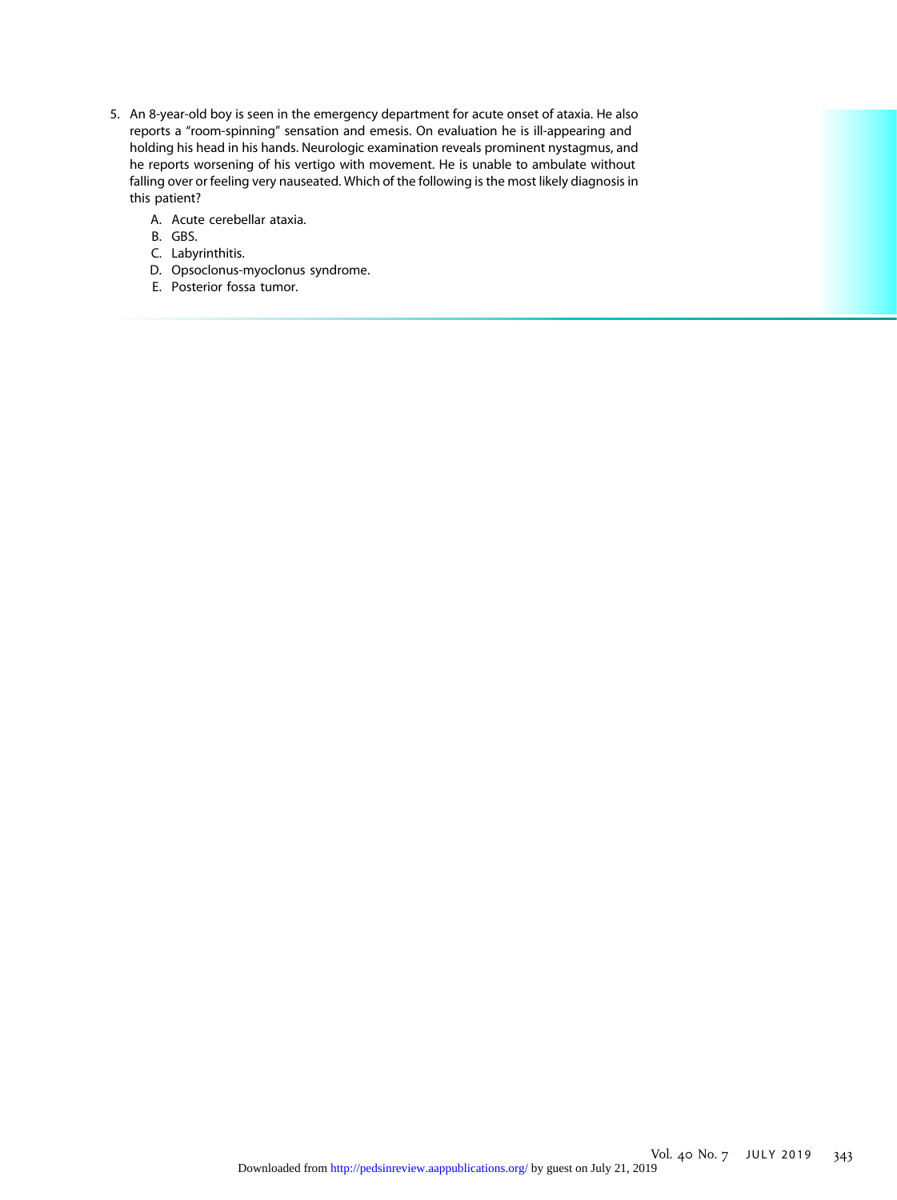5. An 8-year-old boy is seen in the emergency department for acute onset of ataxia. He also reports a "room-spinning" sensation and emesis. On evaluation he is ill-appearing and holding his head in his hands. Neurologic examination reveals prominent nystagmus, and he reports worsening of his vertigo with movement. He is unable to ambulate without falling over or feeling very nauseated. Which of the following is the most likely diagnosis in this patient?

   A. Acute cerebellar ataxia.
   B. GBS.
   C. Labyrinthitis.
   D. Opsoclonus-myoclonus syndrome.
   E. Posterior fossa tumor.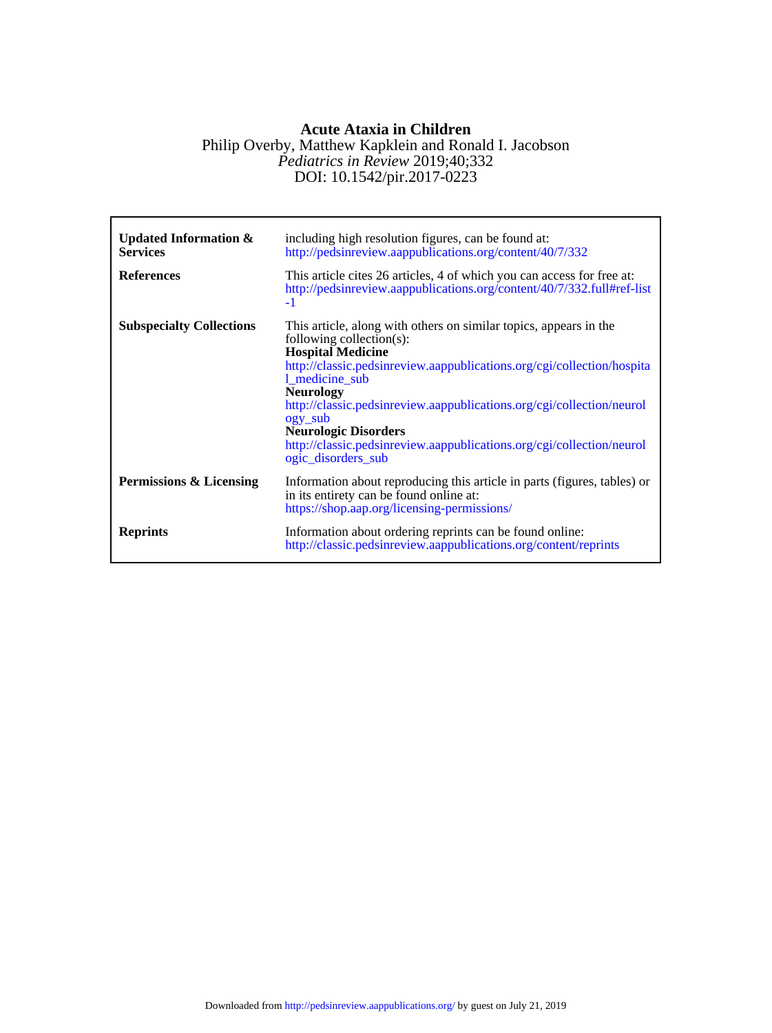**Acute Ataxia in Children**

Philip Overby, Matthew Kapklein and Ronald I. Jacobson

*Pediatrics in Review* 2019;40;332

DOI: 10.1542/pir.2017-0223

| | |
|---|---|
| **Updated Information & Services** | including high resolution figures, can be found at: http://pedsinreview.aappublications.org/content/40/7/332 |
| **References** | This article cites 26 articles, 4 of which you can access for free at: http://pedsinreview.aappublications.org/content/40/7/332.full#ref-list-1 |
| **Subspecialty Collections** | This article, along with others on similar topics, appears in the following collection(s): **Hospital Medicine** http://classic.pedsinreview.aappublications.org/cgi/collection/hospital_medicine_sub **Neurology** http://classic.pedsinreview.aappublications.org/cgi/collection/neurology_sub **Neurologic Disorders** http://classic.pedsinreview.aappublications.org/cgi/collection/neurologic_disorders_sub |
| **Permissions & Licensing** | Information about reproducing this article in parts (figures, tables) or in its entirety can be found online at: https://shop.aap.org/licensing-permissions/ |
| **Reprints** | Information about ordering reprints can be found online: http://classic.pedsinreview.aappublications.org/content/reprints |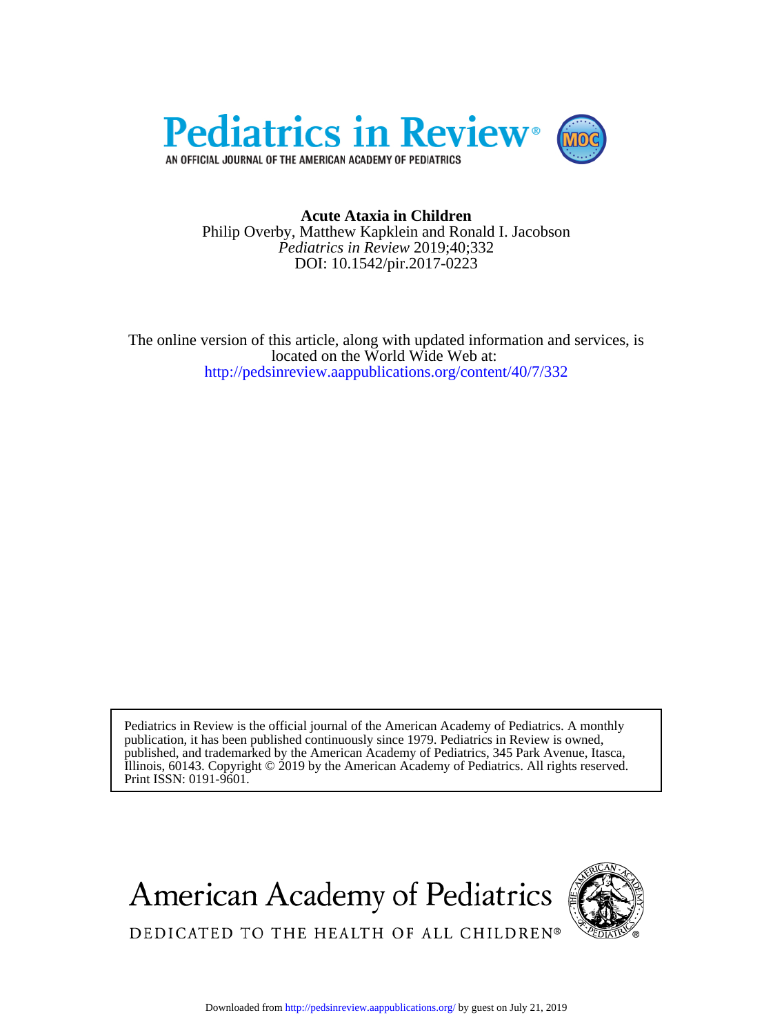# Pediatrics in Review

AN OFFICIAL JOURNAL OF THE AMERICAN ACADEMY OF PEDIATRICS

**Acute Ataxia in Children**

Philip Overby, Matthew Kapklein and Ronald I. Jacobson

*Pediatrics in Review* 2019;40;332

DOI: 10.1542/pir.2017-0223

The online version of this article, along with updated information and services, is located on the World Wide Web at:

http://pedsinreview.aappublications.org/content/40/7/332

Pediatrics in Review is the official journal of the American Academy of Pediatrics. A monthly publication, it has been published continuously since 1979. Pediatrics in Review is owned, published, and trademarked by the American Academy of Pediatrics, 345 Park Avenue, Itasca, Illinois, 60143. Copyright © 2019 by the American Academy of Pediatrics. All rights reserved. Print ISSN: 0191-9601.

American Academy of Pediatrics

DEDICATED TO THE HEALTH OF ALL CHILDREN®

Downloaded from http://pedsinreview.aappublications.org/ by guest on July 21, 2019